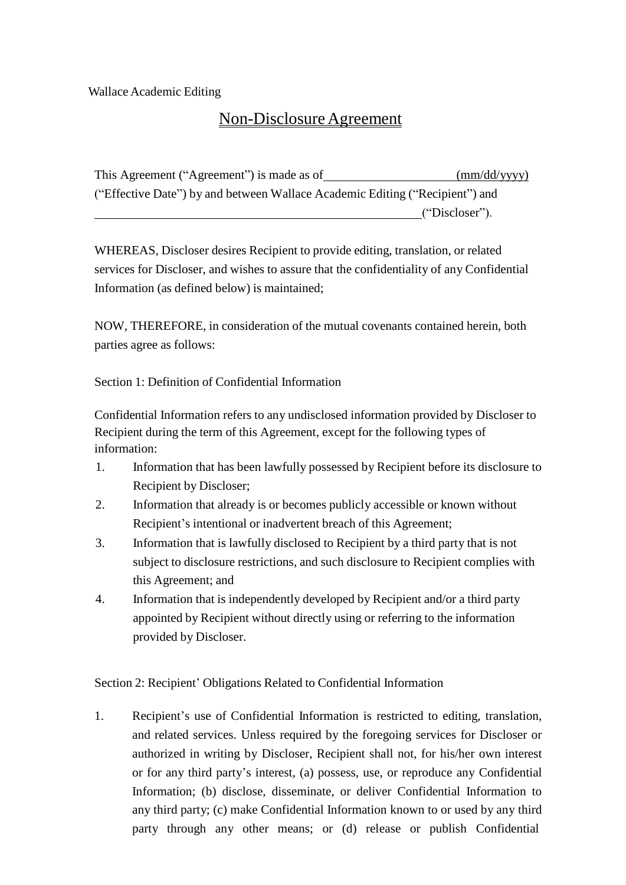Wallace Academic Editing

# Non-Disclosure Agreement

This Agreement ("Agreement") is made as of \_\_\_\_\_\_\_\_\_\_\_\_\_\_\_\_\_\_\_\_ (mm/dd/yyyy) ("Effective Date") by and between Wallace Academic Editing ("Recipient") and \_\_\_\_\_\_\_\_\_\_\_\_\_\_\_\_\_\_\_\_\_\_\_\_\_\_\_\_\_\_\_\_\_\_\_\_\_\_\_\_\_\_\_\_\_\_\_\_\_\_\_\_\_\_ ("Discloser").

WHEREAS, Discloser desires Recipient to provide editing, translation, or related services for Discloser, and wishes to assure that the confidentiality of any Confidential Information (as defined below) is maintained;

NOW, THEREFORE, in consideration of the mutual covenants contained herein, both parties agree as follows:

## Section 1: Definition of Confidential Information

Confidential Information refers to any undisclosed information provided by Discloser to Recipient during the term of this Agreement, except for the following types of information:

1. Information that has been lawfully possessed by Recipient before its disclosure to Recipient by Discloser;
2. Information that already is or becomes publicly accessible or known without Recipient's intentional or inadvertent breach of this Agreement;
3. Information that is lawfully disclosed to Recipient by a third party that is not subject to disclosure restrictions, and such disclosure to Recipient complies with this Agreement; and
4. Information that is independently developed by Recipient and/or a third party appointed by Recipient without directly using or referring to the information provided by Discloser.

## Section 2: Recipient' Obligations Related to Confidential Information

1. Recipient's use of Confidential Information is restricted to editing, translation, and related services. Unless required by the foregoing services for Discloser or authorized in writing by Discloser, Recipient shall not, for his/her own interest or for any third party's interest, (a) possess, use, or reproduce any Confidential Information; (b) disclose, disseminate, or deliver Confidential Information to any third party; (c) make Confidential Information known to or used by any third party through any other means; or (d) release or publish Confidential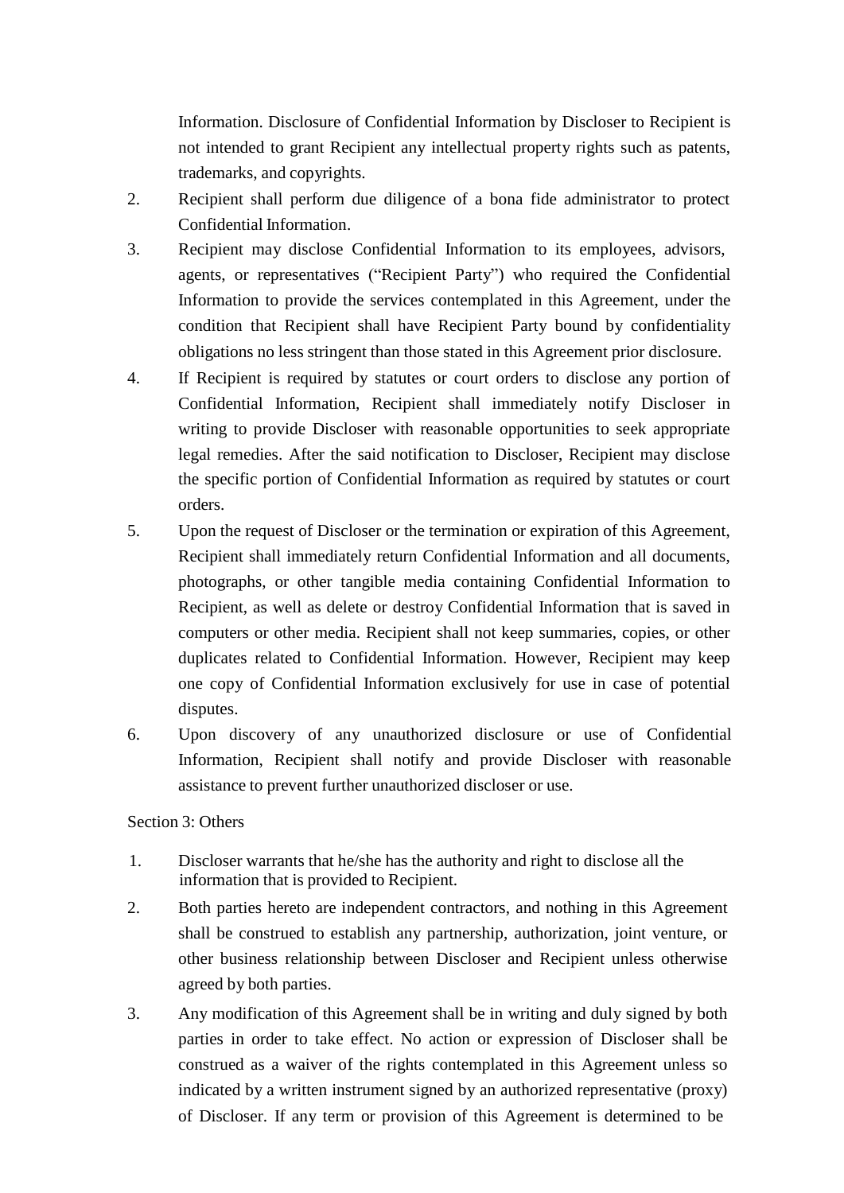Information. Disclosure of Confidential Information by Discloser to Recipient is not intended to grant Recipient any intellectual property rights such as patents, trademarks, and copyrights.

2. Recipient shall perform due diligence of a bona fide administrator to protect Confidential Information.
3. Recipient may disclose Confidential Information to its employees, advisors, agents, or representatives ("Recipient Party") who required the Confidential Information to provide the services contemplated in this Agreement, under the condition that Recipient shall have Recipient Party bound by confidentiality obligations no less stringent than those stated in this Agreement prior disclosure.
4. If Recipient is required by statutes or court orders to disclose any portion of Confidential Information, Recipient shall immediately notify Discloser in writing to provide Discloser with reasonable opportunities to seek appropriate legal remedies. After the said notification to Discloser, Recipient may disclose the specific portion of Confidential Information as required by statutes or court orders.
5. Upon the request of Discloser or the termination or expiration of this Agreement, Recipient shall immediately return Confidential Information and all documents, photographs, or other tangible media containing Confidential Information to Recipient, as well as delete or destroy Confidential Information that is saved in computers or other media. Recipient shall not keep summaries, copies, or other duplicates related to Confidential Information. However, Recipient may keep one copy of Confidential Information exclusively for use in case of potential disputes.
6. Upon discovery of any unauthorized disclosure or use of Confidential Information, Recipient shall notify and provide Discloser with reasonable assistance to prevent further unauthorized discloser or use.

Section 3: Others

1. Discloser warrants that he/she has the authority and right to disclose all the information that is provided to Recipient.
2. Both parties hereto are independent contractors, and nothing in this Agreement shall be construed to establish any partnership, authorization, joint venture, or other business relationship between Discloser and Recipient unless otherwise agreed by both parties.
3. Any modification of this Agreement shall be in writing and duly signed by both parties in order to take effect. No action or expression of Discloser shall be construed as a waiver of the rights contemplated in this Agreement unless so indicated by a written instrument signed by an authorized representative (proxy) of Discloser. If any term or provision of this Agreement is determined to be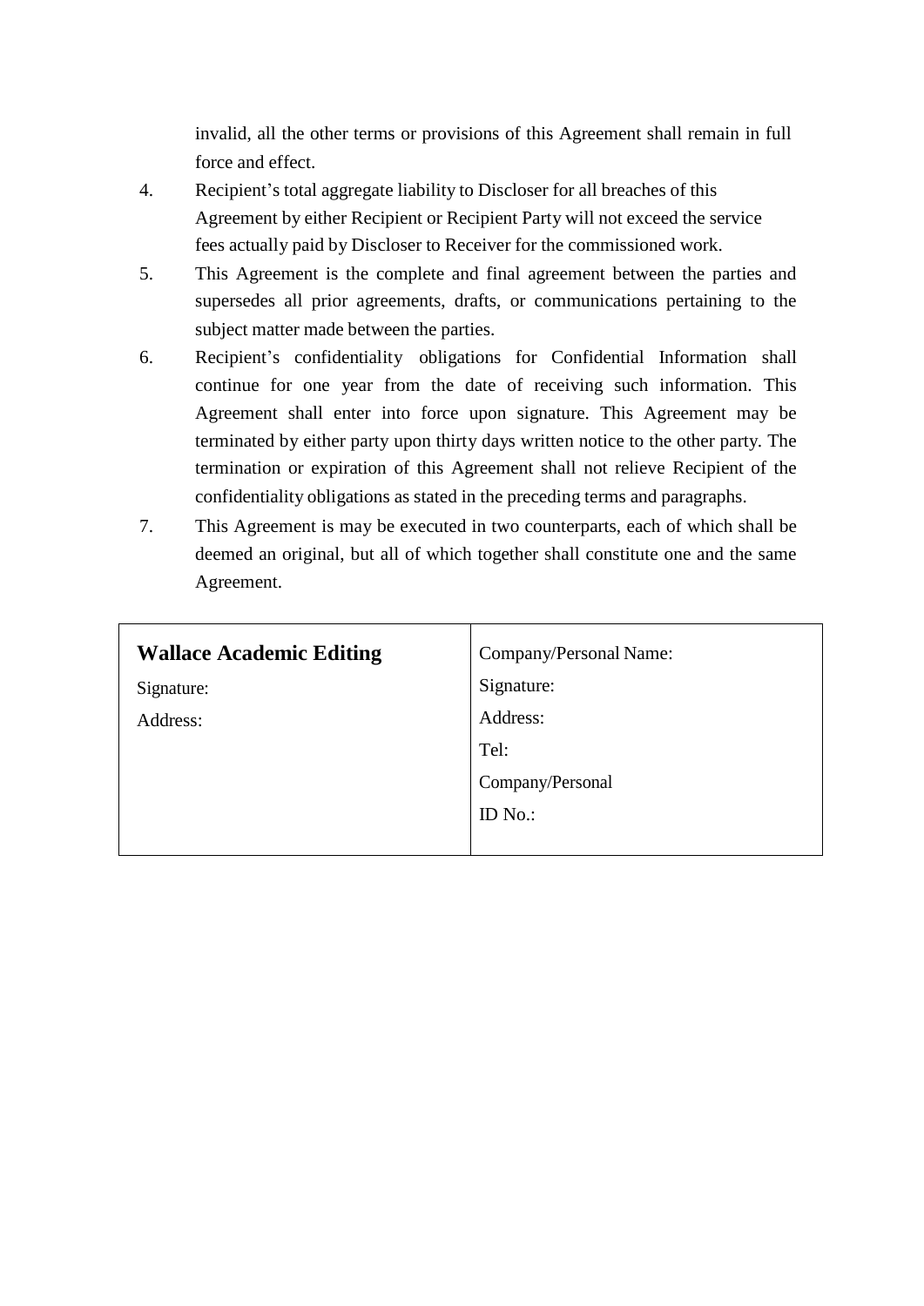invalid, all the other terms or provisions of this Agreement shall remain in full force and effect.

4. Recipient's total aggregate liability to Discloser for all breaches of this Agreement by either Recipient or Recipient Party will not exceed the service fees actually paid by Discloser to Receiver for the commissioned work.
5. This Agreement is the complete and final agreement between the parties and supersedes all prior agreements, drafts, or communications pertaining to the subject matter made between the parties.
6. Recipient's confidentiality obligations for Confidential Information shall continue for one year from the date of receiving such information. This Agreement shall enter into force upon signature. This Agreement may be terminated by either party upon thirty days written notice to the other party. The termination or expiration of this Agreement shall not relieve Recipient of the confidentiality obligations as stated in the preceding terms and paragraphs.
7. This Agreement is may be executed in two counterparts, each of which shall be deemed an original, but all of which together shall constitute one and the same Agreement.

| | |
|---|---|
| **Wallace Academic Editing**<br>Signature:<br>Address: | Company/Personal Name:<br>Signature:<br>Address:<br>Tel:<br>Company/Personal<br>ID No.: |